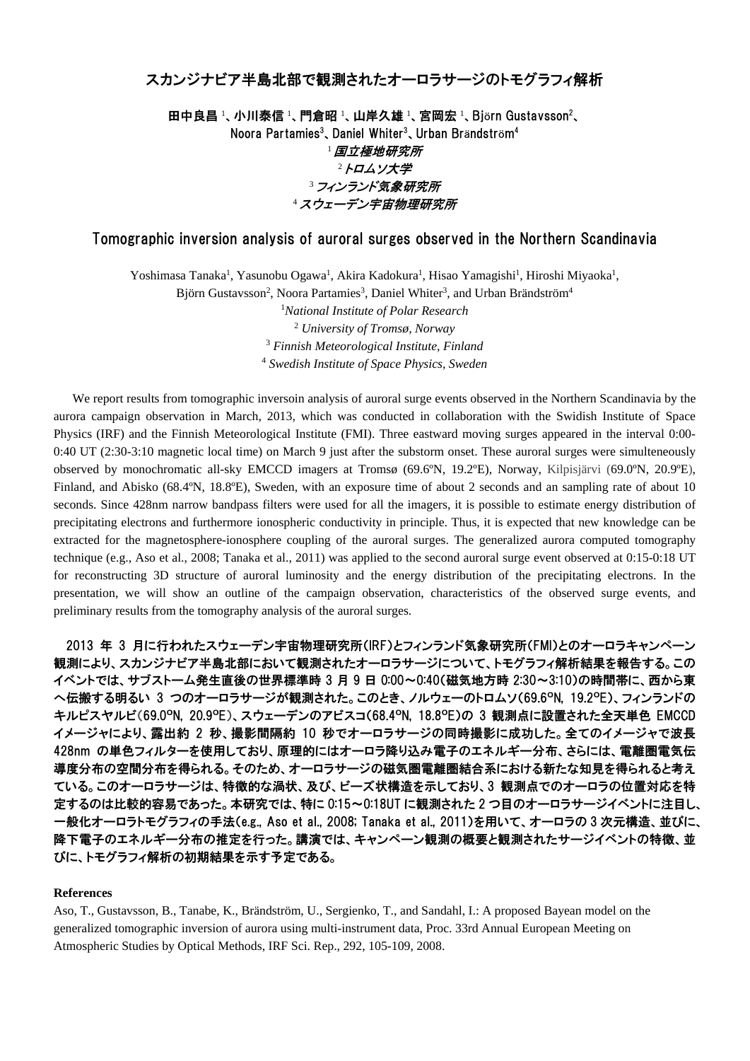# スカンジナビア半島北部で観測されたオーロラサージのトモグラフィ解析

**田中良昌[1]、小川泰信[1]、門倉昭[1]、山岸久雄[1]、宮岡宏[1]、Björn Gustavsson[2]、Noora Partamies[3]、Daniel Whiter[3]、Urban Brändström[4]**

[1] *国立極地研究所*
[2] *トロムソ大学*
[3] *フィンランド気象研究所*
[4] *スウェーデン宇宙物理研究所*

# Tomographic inversion analysis of auroral surges observed in the Northern Scandinavia

Yoshimasa Tanaka[1], Yasunobu Ogawa[1], Akira Kadokura[1], Hisao Yamagishi[1], Hiroshi Miyaoka[1], Björn Gustavsson[2], Noora Partamies[3], Daniel Whiter[3], and Urban Brändström[4]

[1] *National Institute of Polar Research*
[2] *University of Tromsø, Norway*
[3] *Finnish Meteorological Institute, Finland*
[4] *Swedish Institute of Space Physics, Sweden*

We report results from tomographic inversoin analysis of auroral surge events observed in the Northern Scandinavia by the aurora campaign observation in March, 2013, which was conducted in collaboration with the Swidish Institute of Space Physics (IRF) and the Finnish Meteorological Institute (FMI). Three eastward moving surges appeared in the interval 0:00-0:40 UT (2:30-3:10 magnetic local time) on March 9 just after the substorm onset. These auroral surges were simulteneously observed by monochromatic all-sky EMCCD imagers at Tromsø (69.6ºN, 19.2ºE), Norway, Kilpisjärvi (69.0ºN, 20.9ºE), Finland, and Abisko (68.4ºN, 18.8ºE), Sweden, with an exposure time of about 2 seconds and an sampling rate of about 10 seconds. Since 428nm narrow bandpass filters were used for all the imagers, it is possible to estimate energy distribution of precipitating electrons and furthermore ionospheric conductivity in principle. Thus, it is expected that new knowledge can be extracted for the magnetosphere-ionosphere coupling of the auroral surges. The generalized aurora computed tomography technique (e.g., Aso et al., 2008; Tanaka et al., 2011) was applied to the second auroral surge event observed at 0:15-0:18 UT for reconstructing 3D structure of auroral luminosity and the energy distribution of the precipitating electrons. In the presentation, we will show an outline of the campaign observation, characteristics of the observed surge events, and preliminary results from the tomography analysis of the auroral surges.

2013 年 3 月に行われたスウェーデン宇宙物理研究所(IRF)とフィンランド気象研究所(FMI)とのオーロラキャンペーン観測により、スカンジナビア半島北部において観測されたオーロラサージについて、トモグラフィ解析結果を報告する。このイベントでは、サブストーム発生直後の世界標準時 3 月 9 日 0:00～0:40(磁気地方時 2:30～3:10)の時間帯に、西から東へ伝搬する明るい 3 つのオーロラサージが観測された。このとき、ノルウェーのトロムソ(69.6ºN, 19.2ºE)、フィンランドのキルピスヤルビ(69.0ºN, 20.9ºE)、スウェーデンのアビスコ(68.4ºN, 18.8ºE)の 3 観測点に設置された全天単色 EMCCD イメージャにより、露出約 2 秒、撮影間隔約 10 秒でオーロラサージの同時撮影に成功した。全てのイメージャで波長 428nm の単色フィルターを使用しており、原理的にはオーロラ降り込み電子のエネルギー分布、さらには、電離圏電気伝導度分布の空間分布を得られる。そのため、オーロラサージの磁気圏電離圏結合系における新たな知見を得られると考えている。このオーロラサージは、特徴的な渦状、及び、ビーズ状構造を示しており、3 観測点でのオーロラの位置対応を特定するのは比較的容易であった。本研究では、特に 0:15～0:18UT に観測された 2 つ目のオーロラサージイベントに注目し、一般化オーロラトモグラフィの手法(e.g., Aso et al., 2008; Tanaka et al., 2011)を用いて、オーロラの 3 次元構造、並びに、降下電子のエネルギー分布の推定を行った。講演では、キャンペーン観測の概要と観測されたサージイベントの特徴、並びに、トモグラフィ解析の初期結果を示す予定である。

**References**

Aso, T., Gustavsson, B., Tanabe, K., Brändström, U., Sergienko, T., and Sandahl, I.: A proposed Bayean model on the generalized tomographic inversion of aurora using multi-instrument data, Proc. 33rd Annual European Meeting on Atmospheric Studies by Optical Methods, IRF Sci. Rep., 292, 105-109, 2008.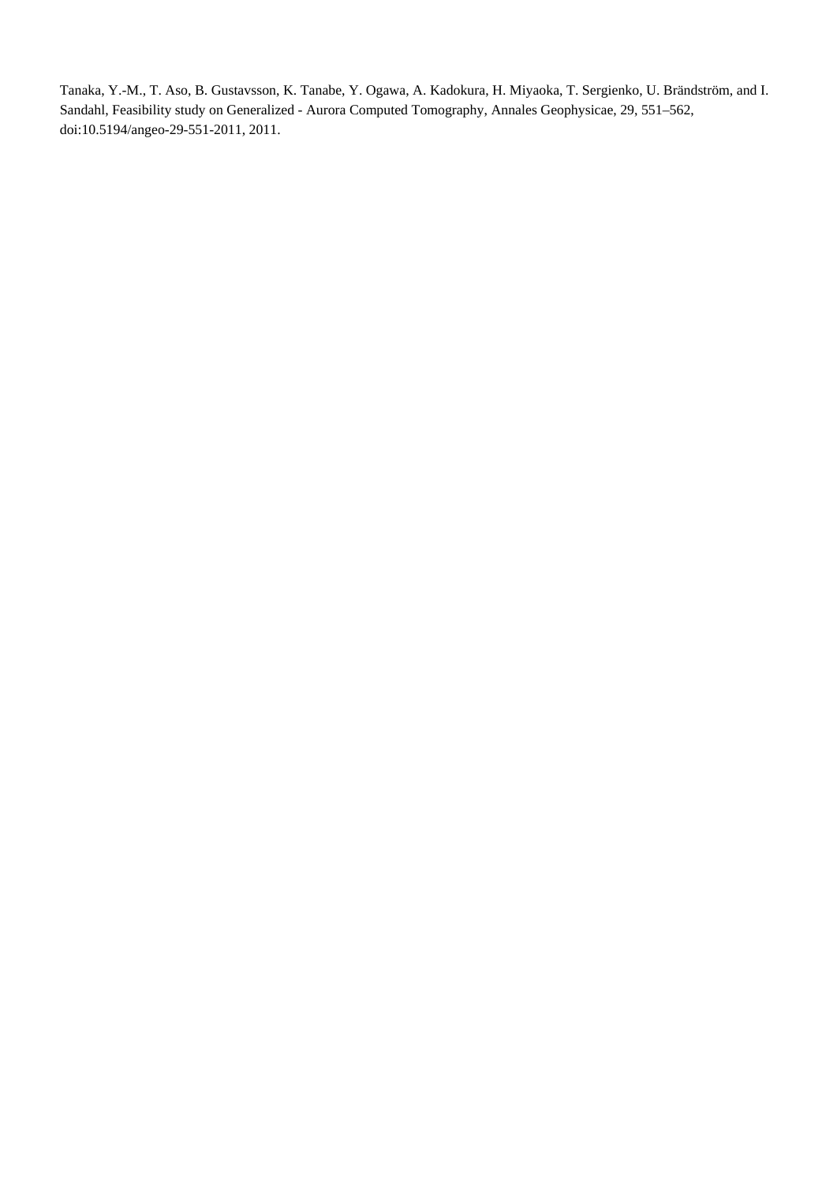Tanaka, Y.-M., T. Aso, B. Gustavsson, K. Tanabe, Y. Ogawa, A. Kadokura, H. Miyaoka, T. Sergienko, U. Brändström, and I. Sandahl, Feasibility study on Generalized - Aurora Computed Tomography, Annales Geophysicae, 29, 551–562, doi:10.5194/angeo-29-551-2011, 2011.